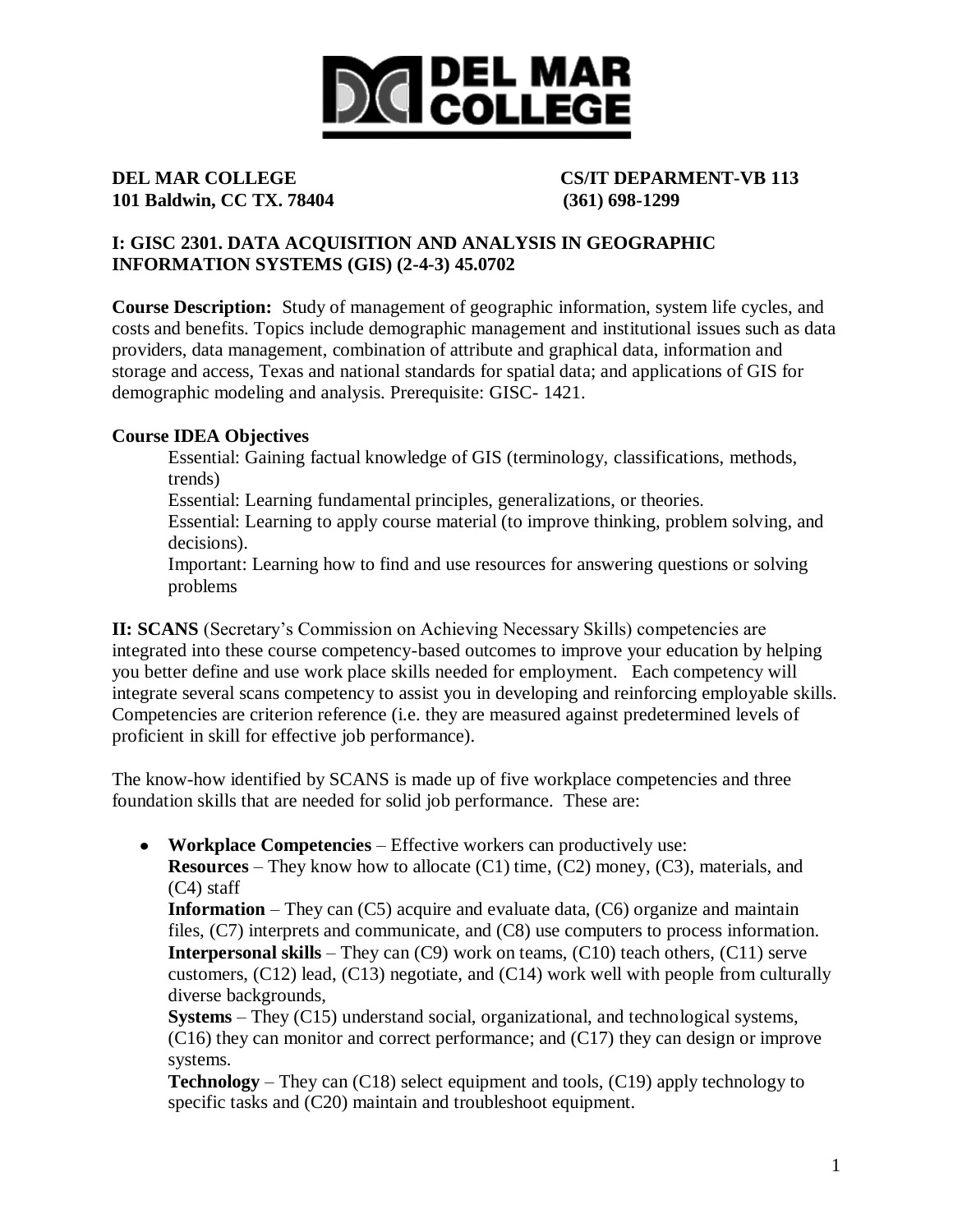DEL MAR COLLEGE

**DEL MAR COLLEGE** **CS/IT DEPARMENT-VB 113**
**101 Baldwin, CC TX. 78404** **(361) 698-1299**

## I: GISC 2301. DATA ACQUISITION AND ANALYSIS IN GEOGRAPHIC INFORMATION SYSTEMS (GIS) (2-4-3) 45.0702

**Course Description:** Study of management of geographic information, system life cycles, and costs and benefits. Topics include demographic management and institutional issues such as data providers, data management, combination of attribute and graphical data, information and storage and access, Texas and national standards for spatial data; and applications of GIS for demographic modeling and analysis. Prerequisite: GISC- 1421.

**Course IDEA Objectives**

Essential: Gaining factual knowledge of GIS (terminology, classifications, methods, trends)
Essential: Learning fundamental principles, generalizations, or theories.
Essential: Learning to apply course material (to improve thinking, problem solving, and decisions).
Important: Learning how to find and use resources for answering questions or solving problems

**II: SCANS** (Secretary's Commission on Achieving Necessary Skills) competencies are integrated into these course competency-based outcomes to improve your education by helping you better define and use work place skills needed for employment. Each competency will integrate several scans competency to assist you in developing and reinforcing employable skills. Competencies are criterion reference (i.e. they are measured against predetermined levels of proficient in skill for effective job performance).

The know-how identified by SCANS is made up of five workplace competencies and three foundation skills that are needed for solid job performance. These are:

- **Workplace Competencies** – Effective workers can productively use:
  **Resources** – They know how to allocate (C1) time, (C2) money, (C3), materials, and (C4) staff
  **Information** – They can (C5) acquire and evaluate data, (C6) organize and maintain files, (C7) interprets and communicate, and (C8) use computers to process information.
  **Interpersonal skills** – They can (C9) work on teams, (C10) teach others, (C11) serve customers, (C12) lead, (C13) negotiate, and (C14) work well with people from culturally diverse backgrounds,
  **Systems** – They (C15) understand social, organizational, and technological systems, (C16) they can monitor and correct performance; and (C17) they can design or improve systems.
  **Technology** – They can (C18) select equipment and tools, (C19) apply technology to specific tasks and (C20) maintain and troubleshoot equipment.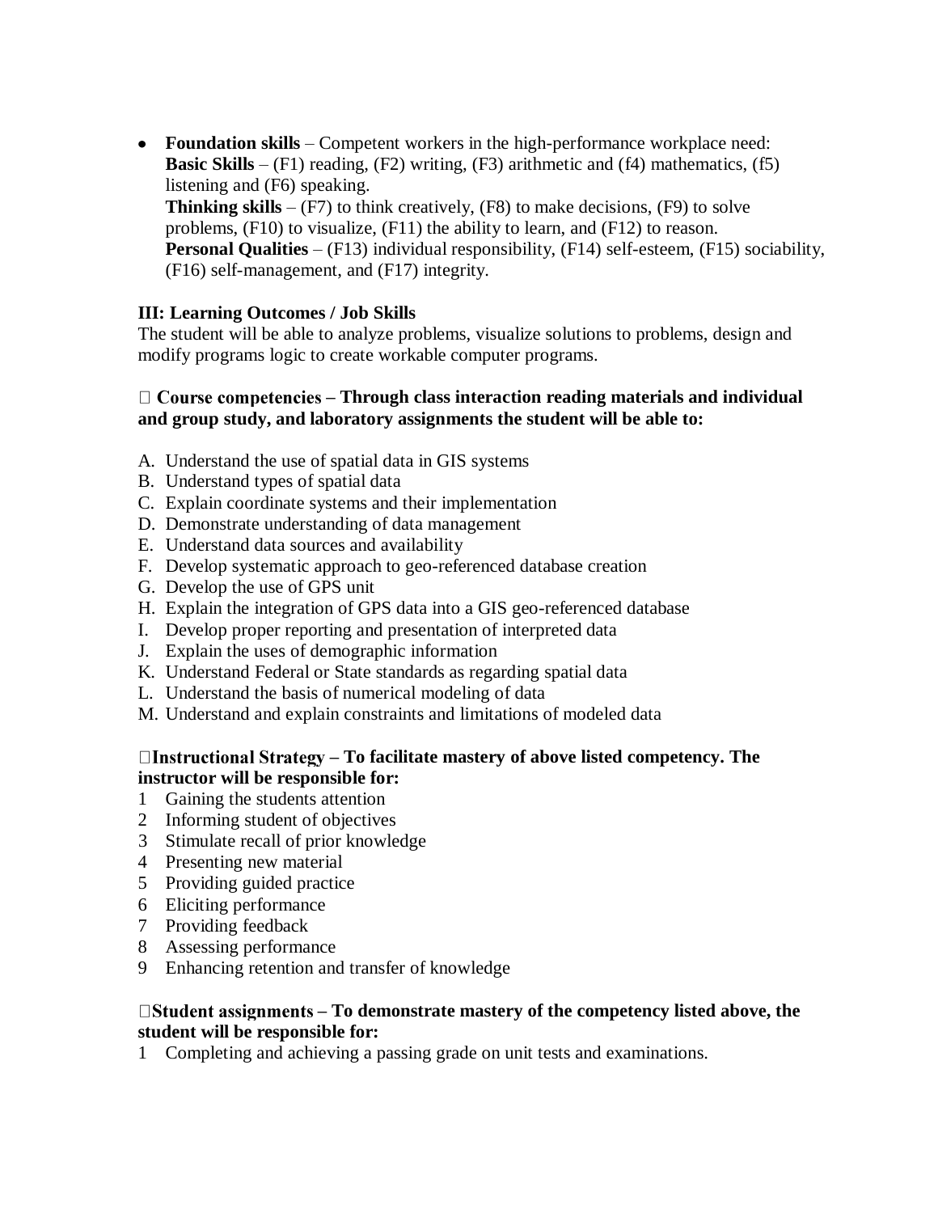- **Foundation skills** – Competent workers in the high-performance workplace need:
  **Basic Skills** – (F1) reading, (F2) writing, (F3) arithmetic and (f4) mathematics, (f5) listening and (F6) speaking.
  **Thinking skills** – (F7) to think creatively, (F8) to make decisions, (F9) to solve problems, (F10) to visualize, (F11) the ability to learn, and (F12) to reason.
  **Personal Qualities** – (F13) individual responsibility, (F14) self-esteem, (F15) sociability, (F16) self-management, and (F17) integrity.

**III: Learning Outcomes / Job Skills**

The student will be able to analyze problems, visualize solutions to problems, design and modify programs logic to create workable computer programs.

 **Course competencies – Through class interaction reading materials and individual and group study, and laboratory assignments the student will be able to:**

A. Understand the use of spatial data in GIS systems
B. Understand types of spatial data
C. Explain coordinate systems and their implementation
D. Demonstrate understanding of data management
E. Understand data sources and availability
F. Develop systematic approach to geo-referenced database creation
G. Develop the use of GPS unit
H. Explain the integration of GPS data into a GIS geo-referenced database
I. Develop proper reporting and presentation of interpreted data
J. Explain the uses of demographic information
K. Understand Federal or State standards as regarding spatial data
L. Understand the basis of numerical modeling of data
M. Understand and explain constraints and limitations of modeled data

**Instructional Strategy – To facilitate mastery of above listed competency. The instructor will be responsible for:**

1 Gaining the students attention
2 Informing student of objectives
3 Stimulate recall of prior knowledge
4 Presenting new material
5 Providing guided practice
6 Eliciting performance
7 Providing feedback
8 Assessing performance
9 Enhancing retention and transfer of knowledge

**Student assignments – To demonstrate mastery of the competency listed above, the student will be responsible for:**

1 Completing and achieving a passing grade on unit tests and examinations.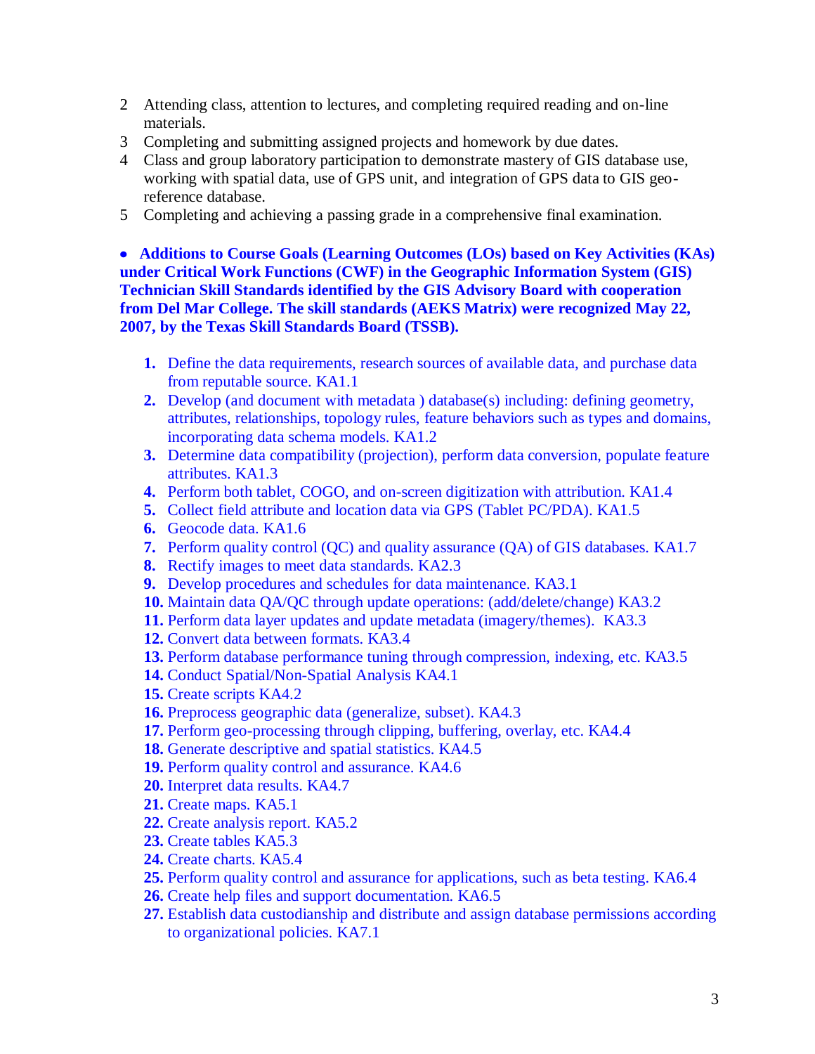2. Attending class, attention to lectures, and completing required reading and on-line materials.
3. Completing and submitting assigned projects and homework by due dates.
4. Class and group laboratory participation to demonstrate mastery of GIS database use, working with spatial data, use of GPS unit, and integration of GPS data to GIS geo-reference database.
5. Completing and achieving a passing grade in a comprehensive final examination.

- **Additions to Course Goals (Learning Outcomes (LOs) based on Key Activities (KAs) under Critical Work Functions (CWF) in the Geographic Information System (GIS) Technician Skill Standards identified by the GIS Advisory Board with cooperation from Del Mar College. The skill standards (AEKS Matrix) were recognized May 22, 2007, by the Texas Skill Standards Board (TSSB).**

1. Define the data requirements, research sources of available data, and purchase data from reputable source. KA1.1
2. Develop (and document with metadata ) database(s) including: defining geometry, attributes, relationships, topology rules, feature behaviors such as types and domains, incorporating data schema models. KA1.2
3. Determine data compatibility (projection), perform data conversion, populate feature attributes. KA1.3
4. Perform both tablet, COGO, and on-screen digitization with attribution. KA1.4
5. Collect field attribute and location data via GPS (Tablet PC/PDA). KA1.5
6. Geocode data. KA1.6
7. Perform quality control (QC) and quality assurance (QA) of GIS databases. KA1.7
8. Rectify images to meet data standards. KA2.3
9. Develop procedures and schedules for data maintenance. KA3.1
10. Maintain data QA/QC through update operations: (add/delete/change) KA3.2
11. Perform data layer updates and update metadata (imagery/themes). KA3.3
12. Convert data between formats. KA3.4
13. Perform database performance tuning through compression, indexing, etc. KA3.5
14. Conduct Spatial/Non-Spatial Analysis KA4.1
15. Create scripts KA4.2
16. Preprocess geographic data (generalize, subset). KA4.3
17. Perform geo-processing through clipping, buffering, overlay, etc. KA4.4
18. Generate descriptive and spatial statistics. KA4.5
19. Perform quality control and assurance. KA4.6
20. Interpret data results. KA4.7
21. Create maps. KA5.1
22. Create analysis report. KA5.2
23. Create tables KA5.3
24. Create charts. KA5.4
25. Perform quality control and assurance for applications, such as beta testing. KA6.4
26. Create help files and support documentation. KA6.5
27. Establish data custodianship and distribute and assign database permissions according to organizational policies. KA7.1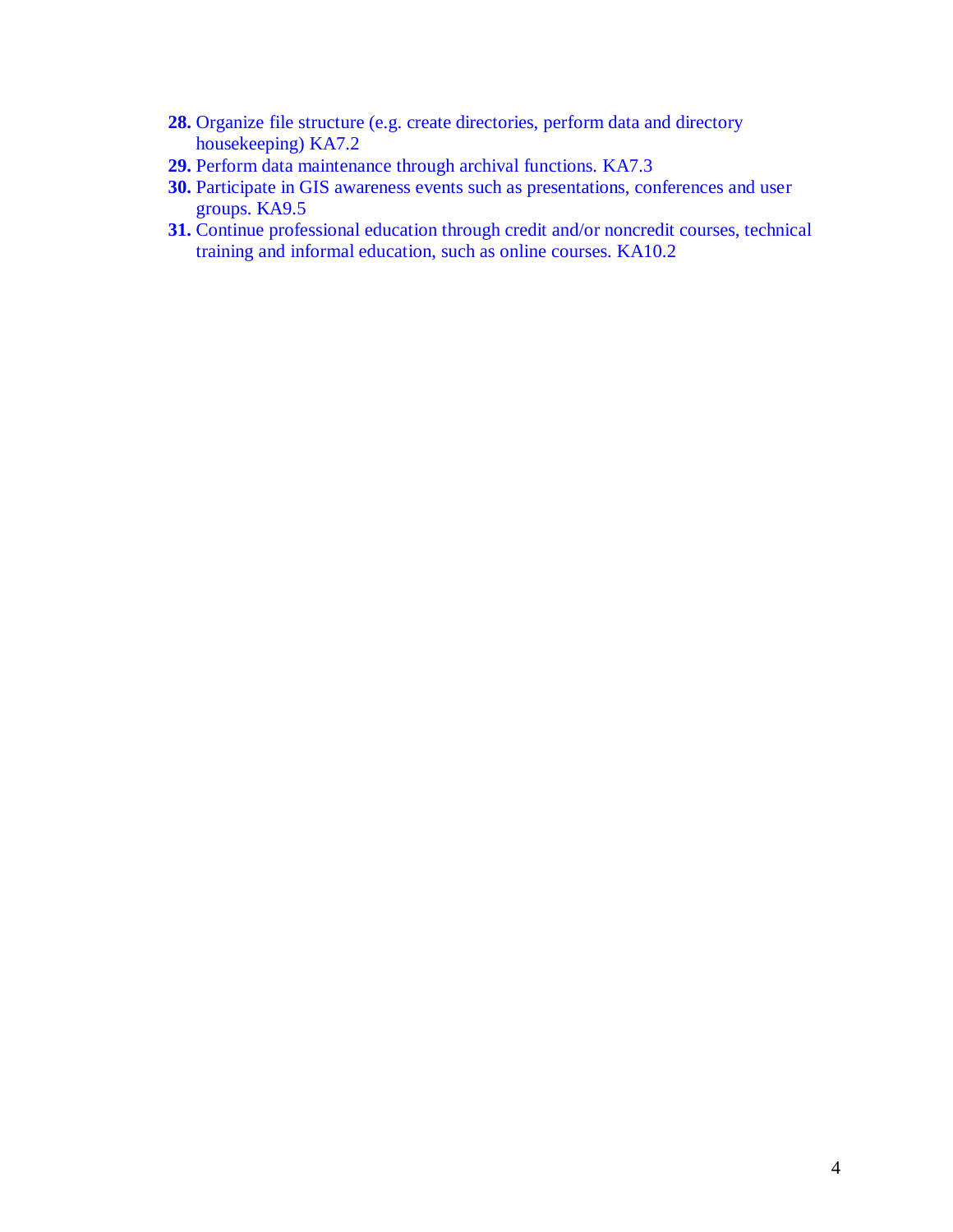28. Organize file structure (e.g. create directories, perform data and directory housekeeping) KA7.2
29. Perform data maintenance through archival functions. KA7.3
30. Participate in GIS awareness events such as presentations, conferences and user groups. KA9.5
31. Continue professional education through credit and/or noncredit courses, technical training and informal education, such as online courses. KA10.2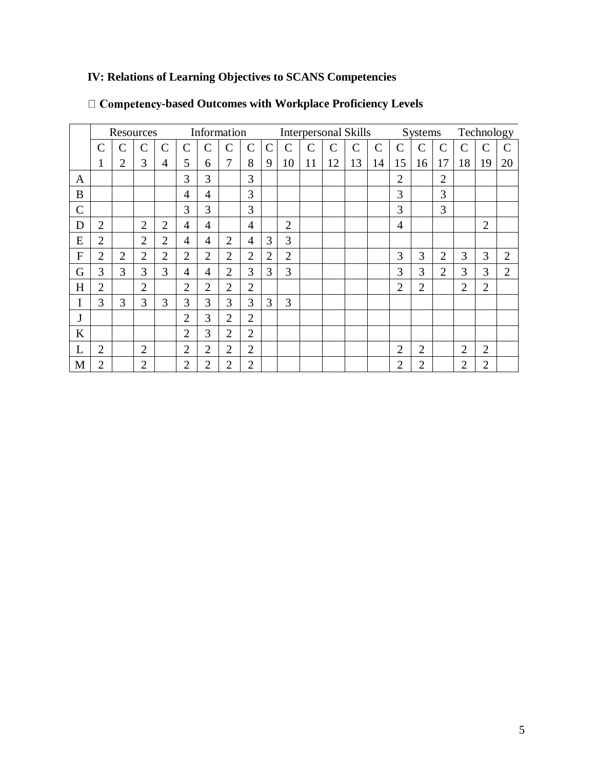# IV: Relations of Learning Objectives to SCANS Competencies

 **Competency-based Outcomes with Workplace Proficiency Levels**

| | Resources | | | | Information | | | | Interpersonal Skills | | | | | | Systems | | | Technology | | |
|---|---|---|---|---|---|---|---|---|---|---|---|---|---|---|---|---|---|---|---|---|
| | C 1 | C 2 | C 3 | C 4 | C 5 | C 6 | C 7 | C 8 | C 9 | C 10 | C 11 | C 12 | C 13 | C 14 | C 15 | C 16 | C 17 | C 18 | C 19 | C 20 |
| A | | | | | 3 | 3 | | 3 | | | | | | | 2 | | 2 | | | |
| B | | | | | 4 | 4 | | 3 | | | | | | | 3 | | 3 | | | |
| C | | | | | 3 | 3 | | 3 | | | | | | | 3 | | 3 | | | |
| D | 2 | | 2 | 2 | 4 | 4 | | 4 | | 2 | | | | | 4 | | | | 2 | |
| E | 2 | | 2 | 2 | 4 | 4 | 2 | 4 | 3 | 3 | | | | | | | | | | |
| F | 2 | 2 | 2 | 2 | 2 | 2 | 2 | 2 | 2 | 2 | | | | | 3 | 3 | 2 | 3 | 3 | 2 |
| G | 3 | 3 | 3 | 3 | 4 | 4 | 2 | 3 | 3 | 3 | | | | | 3 | 3 | 2 | 3 | 3 | 2 |
| H | 2 | | 2 | | 2 | 2 | 2 | 2 | | | | | | | 2 | 2 | | 2 | 2 | |
| I | 3 | 3 | 3 | 3 | 3 | 3 | 3 | 3 | 3 | 3 | | | | | | | | | | |
| J | | | | | 2 | 3 | 2 | 2 | | | | | | | | | | | | |
| K | | | | | 2 | 3 | 2 | 2 | | | | | | | | | | | | |
| L | 2 | | 2 | | 2 | 2 | 2 | 2 | | | | | | | 2 | 2 | | 2 | 2 | |
| M | 2 | | 2 | | 2 | 2 | 2 | 2 | | | | | | | 2 | 2 | | 2 | 2 | |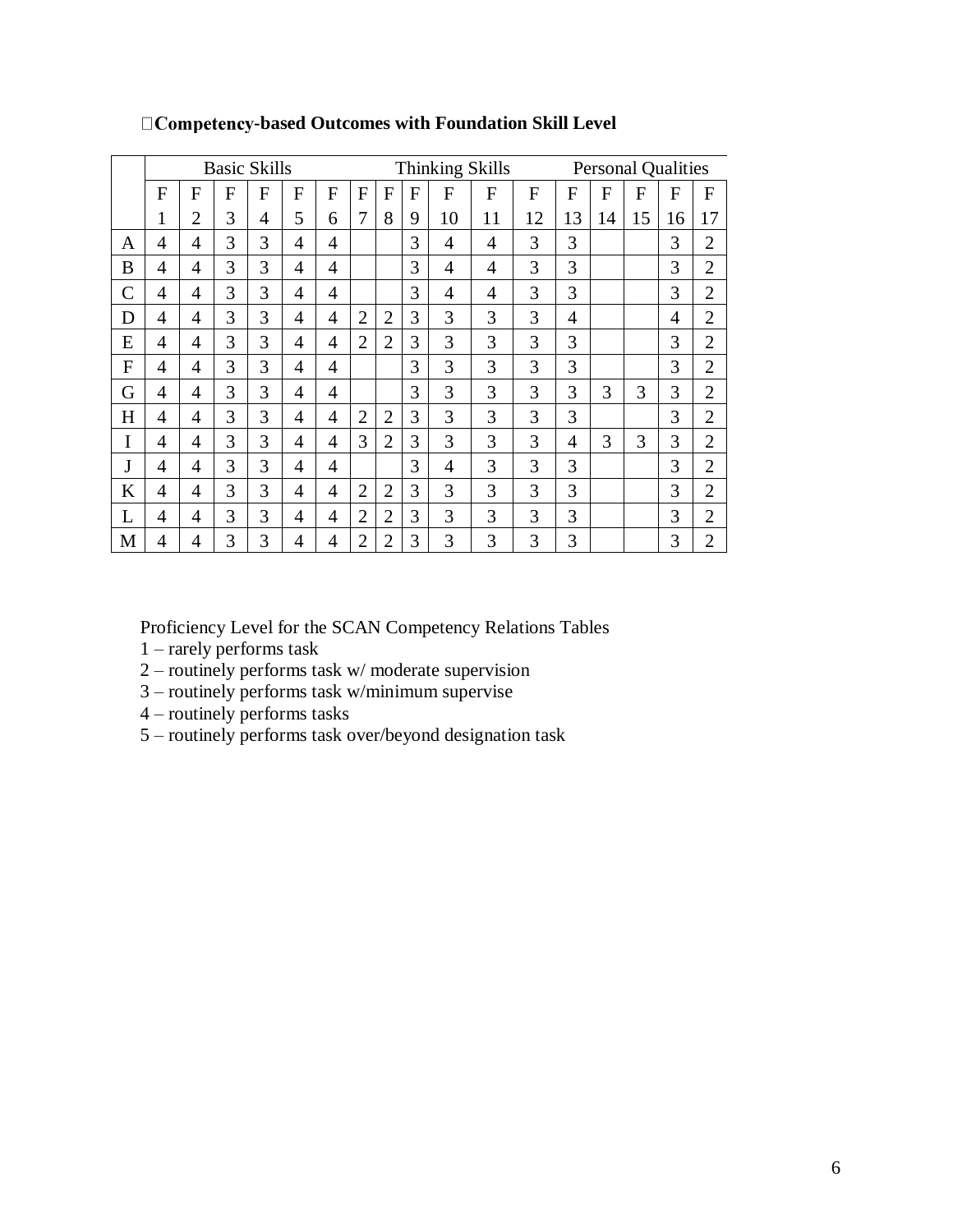**Competency-based Outcomes with Foundation Skill Level**

| | Basic Skills | | | | | | Thinking Skills | | | | | | Personal Qualities | | | | |
|---|---|---|---|---|---|---|---|---|---|---|---|---|---|---|---|---|---|
| | F 1 | F 2 | F 3 | F 4 | F 5 | F 6 | F 7 | F 8 | F 9 | F 10 | F 11 | F 12 | F 13 | F 14 | F 15 | F 16 | F 17 |
| A | 4 | 4 | 3 | 3 | 4 | 4 | | | 3 | 4 | 4 | 3 | 3 | | | 3 | 2 |
| B | 4 | 4 | 3 | 3 | 4 | 4 | | | 3 | 4 | 4 | 3 | 3 | | | 3 | 2 |
| C | 4 | 4 | 3 | 3 | 4 | 4 | | | 3 | 4 | 4 | 3 | 3 | | | 3 | 2 |
| D | 4 | 4 | 3 | 3 | 4 | 4 | 2 | 2 | 3 | 3 | 3 | 3 | 4 | | | 4 | 2 |
| E | 4 | 4 | 3 | 3 | 4 | 4 | 2 | 2 | 3 | 3 | 3 | 3 | 3 | | | 3 | 2 |
| F | 4 | 4 | 3 | 3 | 4 | 4 | | | 3 | 3 | 3 | 3 | 3 | | | 3 | 2 |
| G | 4 | 4 | 3 | 3 | 4 | 4 | | | 3 | 3 | 3 | 3 | 3 | 3 | 3 | 3 | 2 |
| H | 4 | 4 | 3 | 3 | 4 | 4 | 2 | 2 | 3 | 3 | 3 | 3 | 3 | | | 3 | 2 |
| I | 4 | 4 | 3 | 3 | 4 | 4 | 3 | 2 | 3 | 3 | 3 | 3 | 4 | 3 | 3 | 3 | 2 |
| J | 4 | 4 | 3 | 3 | 4 | 4 | | | 3 | 4 | 3 | 3 | 3 | | | 3 | 2 |
| K | 4 | 4 | 3 | 3 | 4 | 4 | 2 | 2 | 3 | 3 | 3 | 3 | 3 | | | 3 | 2 |
| L | 4 | 4 | 3 | 3 | 4 | 4 | 2 | 2 | 3 | 3 | 3 | 3 | 3 | | | 3 | 2 |
| M | 4 | 4 | 3 | 3 | 4 | 4 | 2 | 2 | 3 | 3 | 3 | 3 | 3 | | | 3 | 2 |

Proficiency Level for the SCAN Competency Relations Tables

1 – rarely performs task

2 – routinely performs task w/ moderate supervision

3 – routinely performs task w/minimum supervise

4 – routinely performs tasks

5 – routinely performs task over/beyond designation task